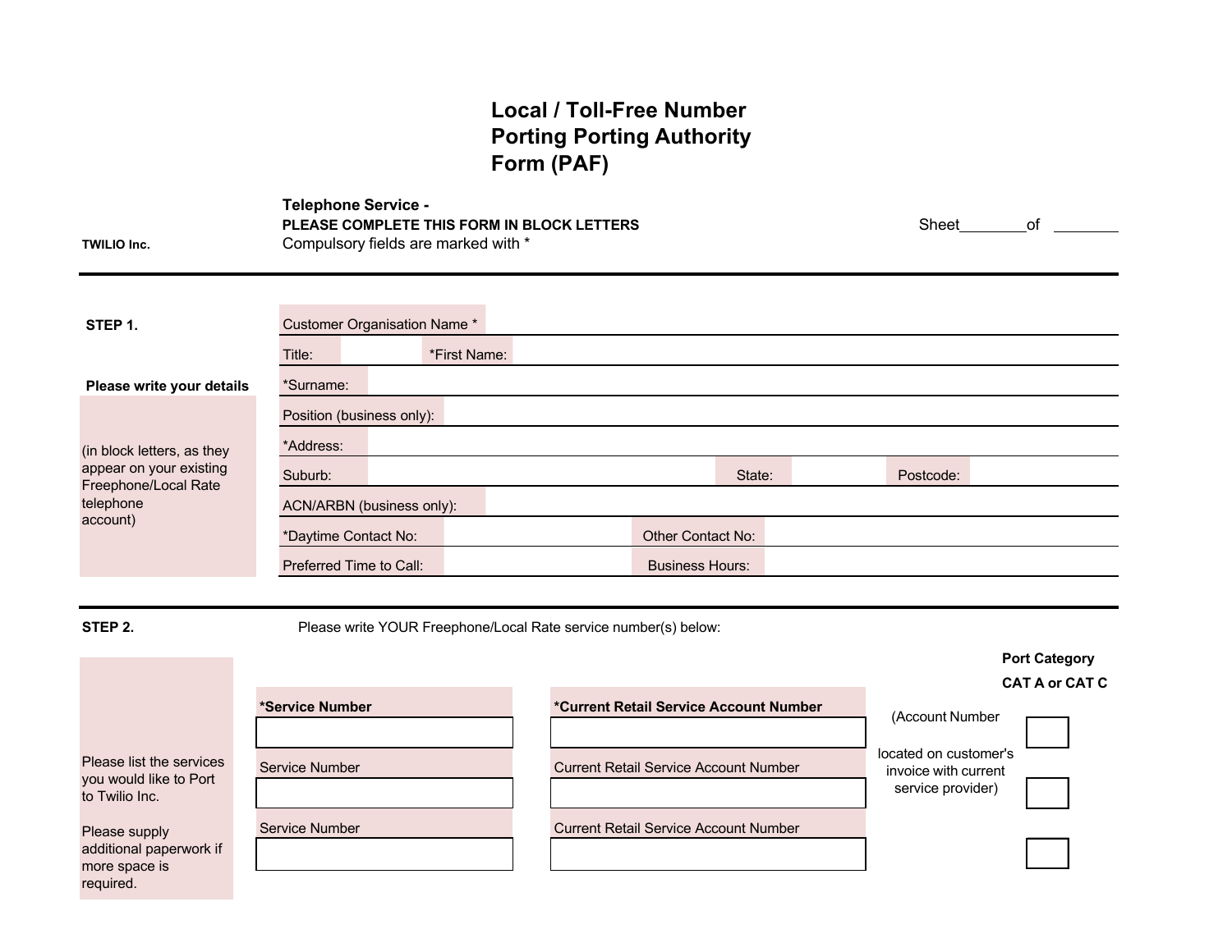# Local / Toll-Free Number Porting Porting Authority Form (PAF)

**TWILIO Inc.**

**Telephone Service -**

**PLEASE COMPLETE THIS FORM IN BLOCK LETTERS**

Compulsory fields are marked with *

Sheet________of ________

---

**STEP 1.**

**Please write your details**

(in block letters, as they appear on your existing Freephone/Local Rate telephone account)

| | | | |
|---|---|---|---|
| Customer Organisation Name * | | | |
| Title: | | *First Name: | |
| *Surname: | | | |
| Position (business only): | | | |
| *Address: | | | |
| Suburb: | | State: | Postcode: |
| ACN/ARBN (business only): | | | |
| *Daytime Contact No: | | Other Contact No: | |
| Preferred Time to Call: | | Business Hours: | |

---

**STEP 2.**

Please write YOUR Freephone/Local Rate service number(s) below:

Please list the services you would like to Port to Twilio Inc.

Please supply additional paperwork if more space is required.

| *Service Number | *Current Retail Service Account Number | Port Category CAT A or CAT C |
|---|---|---|
| | | |
| Service Number | Current Retail Service Account Number | |
| | | |
| Service Number | Current Retail Service Account Number | |
| | | |

(Account Number located on customer's invoice with current service provider)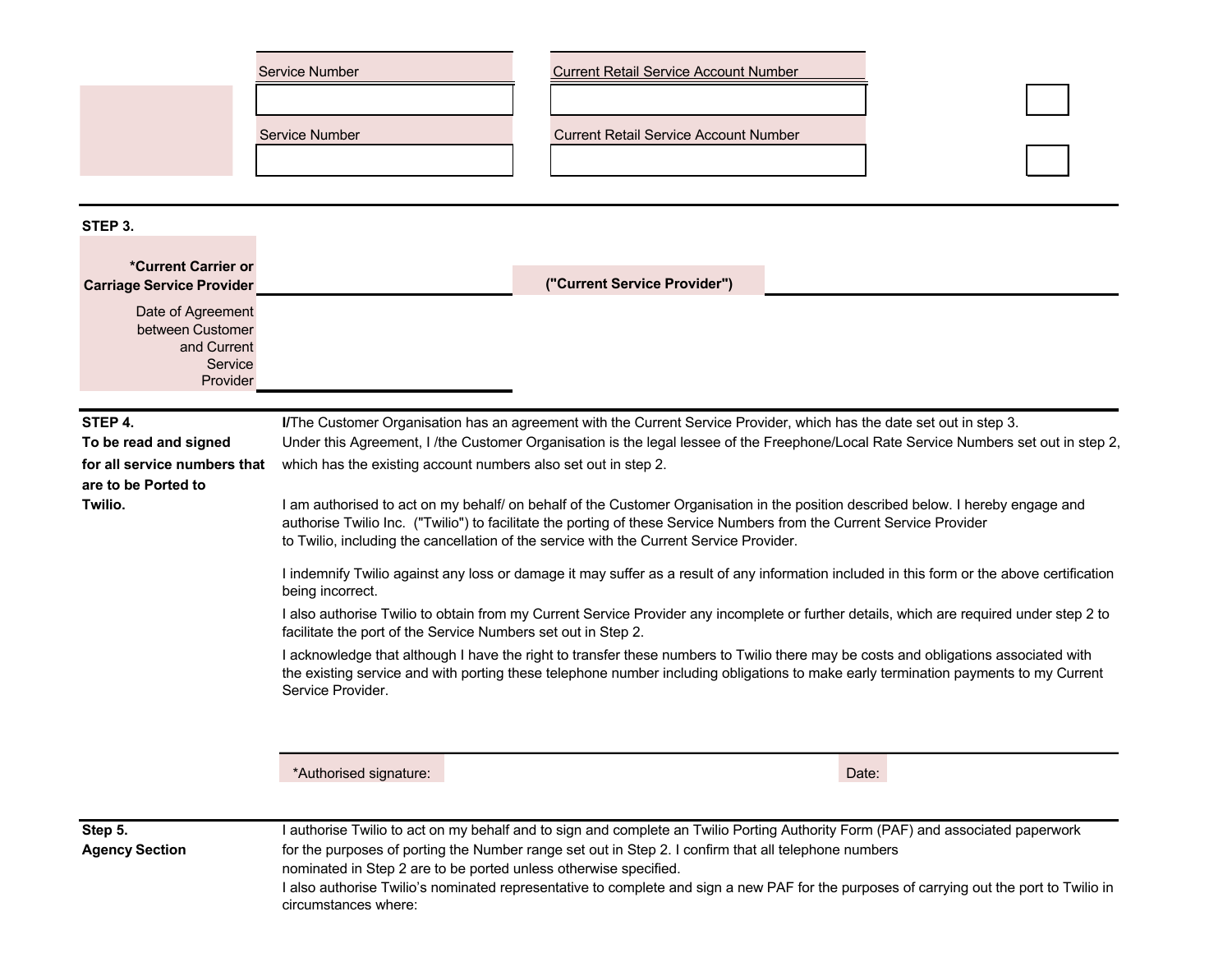| Service Number | Current Retail Service Account Number |
| --- | --- |
| | |
| **Service Number** | **Current Retail Service Account Number** |
| | |

**STEP 3.**

**\*Current Carrier or Carriage Service Provider** ____________________ **("Current Service Provider")** ____________________

Date of Agreement between Customer and Current Service Provider ____________________

**STEP 4.**
**To be read and signed for all service numbers that are to be Ported to Twilio.**

**I/**The Customer Organisation has an agreement with the Current Service Provider, which has the date set out in step 3.
Under this Agreement, I /the Customer Organisation is the legal lessee of the Freephone/Local Rate Service Numbers set out in step 2, which has the existing account numbers also set out in step 2.

I am authorised to act on my behalf/ on behalf of the Customer Organisation in the position described below. I hereby engage and authorise Twilio Inc. ("Twilio") to facilitate the porting of these Service Numbers from the Current Service Provider to Twilio, including the cancellation of the service with the Current Service Provider.

I indemnify Twilio against any loss or damage it may suffer as a result of any information included in this form or the above certification being incorrect.

I also authorise Twilio to obtain from my Current Service Provider any incomplete or further details, which are required under step 2 to facilitate the port of the Service Numbers set out in Step 2.

I acknowledge that although I have the right to transfer these numbers to Twilio there may be costs and obligations associated with the existing service and with porting these telephone number including obligations to make early termination payments to my Current Service Provider.

\*Authorised signature: ____________________ Date: ____________________

**Step 5.**
**Agency Section**

I authorise Twilio to act on my behalf and to sign and complete an Twilio Porting Authority Form (PAF) and associated paperwork for the purposes of porting the Number range set out in Step 2. I confirm that all telephone numbers nominated in Step 2 are to be ported unless otherwise specified.
I also authorise Twilio's nominated representative to complete and sign a new PAF for the purposes of carrying out the port to Twilio in circumstances where: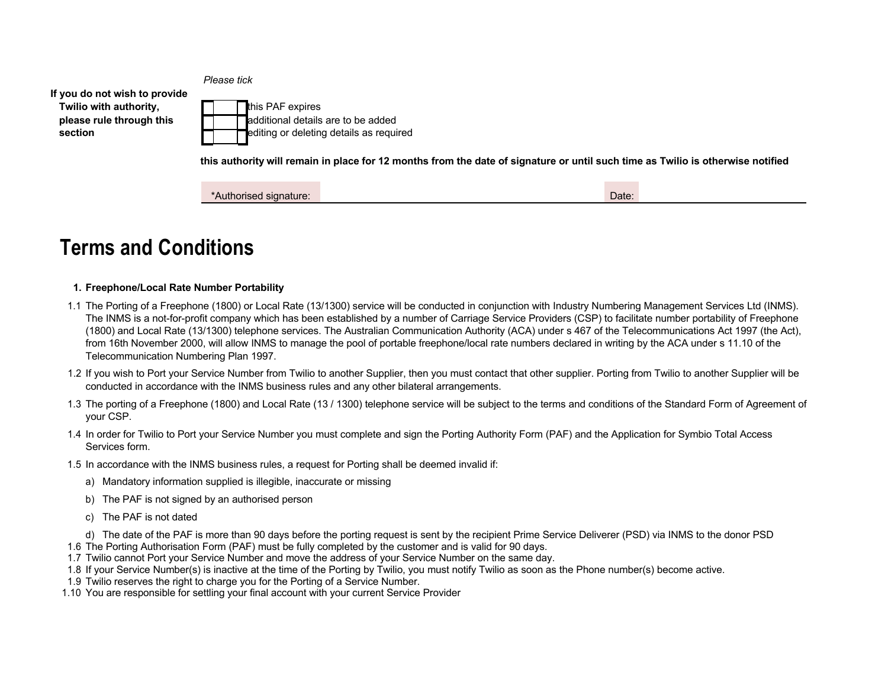*Please tick*

**If you do not wish to provide Twilio with authority, please rule through this section**

- [ ] this PAF expires
- [ ] additional details are to be added
- [ ] editing or deleting details as required

**this authority will remain in place for 12 months from the date of signature or until such time as Twilio is otherwise notified**

*Authorised signature: ______________________ Date: ______________

# Terms and Conditions

**1. Freephone/Local Rate Number Portability**

1.1 The Porting of a Freephone (1800) or Local Rate (13/1300) service will be conducted in conjunction with Industry Numbering Management Services Ltd (INMS). The INMS is a not-for-profit company which has been established by a number of Carriage Service Providers (CSP) to facilitate number portability of Freephone (1800) and Local Rate (13/1300) telephone services. The Australian Communication Authority (ACA) under s 467 of the Telecommunications Act 1997 (the Act), from 16th November 2000, will allow INMS to manage the pool of portable freephone/local rate numbers declared in writing by the ACA under s 11.10 of the Telecommunication Numbering Plan 1997.

1.2 If you wish to Port your Service Number from Twilio to another Supplier, then you must contact that other supplier. Porting from Twilio to another Supplier will be conducted in accordance with the INMS business rules and any other bilateral arrangements.

1.3 The porting of a Freephone (1800) and Local Rate (13 / 1300) telephone service will be subject to the terms and conditions of the Standard Form of Agreement of your CSP.

1.4 In order for Twilio to Port your Service Number you must complete and sign the Porting Authority Form (PAF) and the Application for Symbio Total Access Services form.

1.5 In accordance with the INMS business rules, a request for Porting shall be deemed invalid if:

a) Mandatory information supplied is illegible, inaccurate or missing

b) The PAF is not signed by an authorised person

c) The PAF is not dated

d) The date of the PAF is more than 90 days before the porting request is sent by the recipient Prime Service Deliverer (PSD) via INMS to the donor PSD

1.6 The Porting Authorisation Form (PAF) must be fully completed by the customer and is valid for 90 days.

1.7 Twilio cannot Port your Service Number and move the address of your Service Number on the same day.

1.8 If your Service Number(s) is inactive at the time of the Porting by Twilio, you must notify Twilio as soon as the Phone number(s) become active.

1.9 Twilio reserves the right to charge you for the Porting of a Service Number.

1.10 You are responsible for settling your final account with your current Service Provider